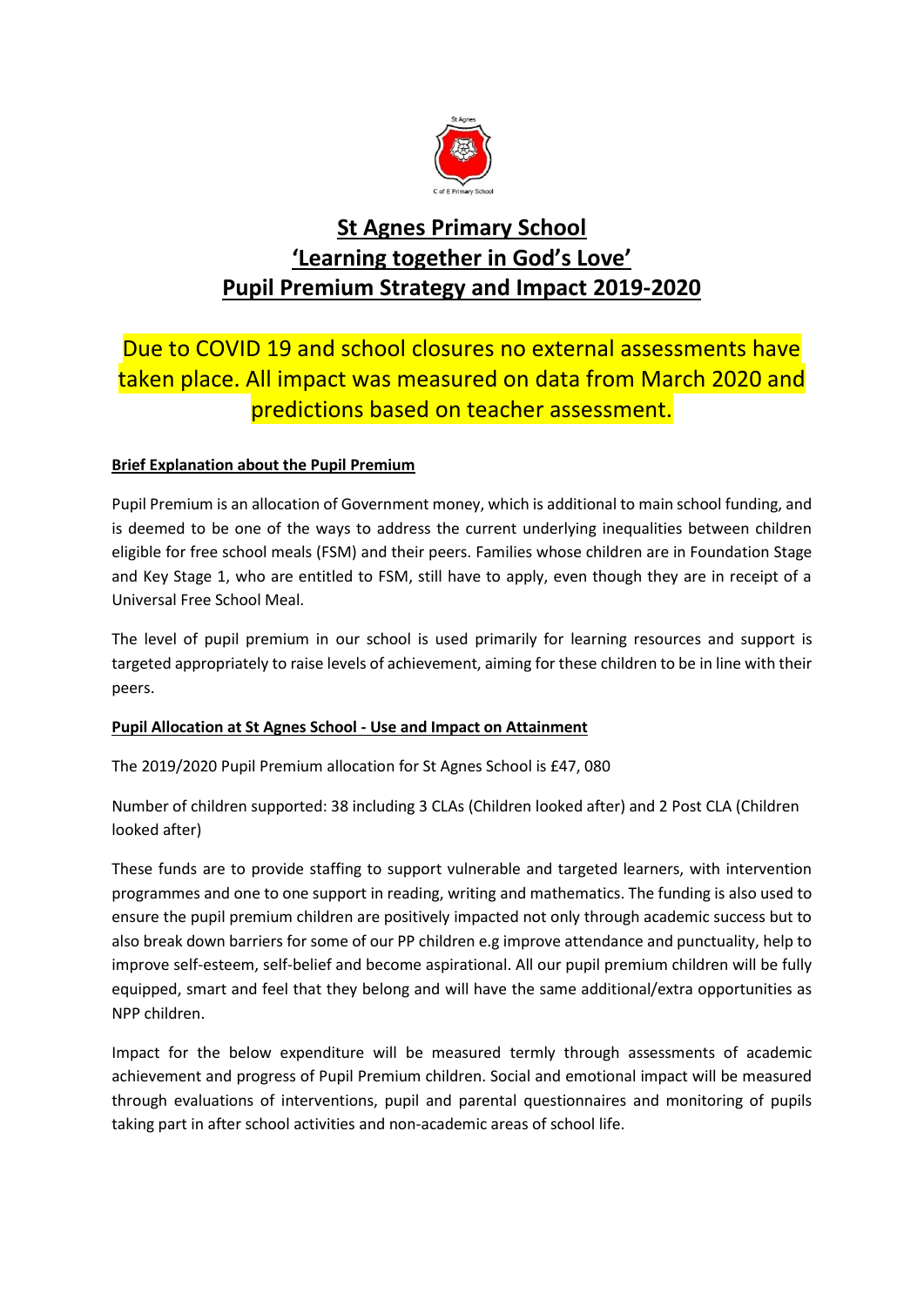# St Agnes Primary School
# 'Learning together in God's Love'
# Pupil Premium Strategy and Impact 2019-2020

Due to COVID 19 and school closures no external assessments have taken place. All impact was measured on data from March 2020 and predictions based on teacher assessment.

**Brief Explanation about the Pupil Premium**

Pupil Premium is an allocation of Government money, which is additional to main school funding, and is deemed to be one of the ways to address the current underlying inequalities between children eligible for free school meals (FSM) and their peers. Families whose children are in Foundation Stage and Key Stage 1, who are entitled to FSM, still have to apply, even though they are in receipt of a Universal Free School Meal.

The level of pupil premium in our school is used primarily for learning resources and support is targeted appropriately to raise levels of achievement, aiming for these children to be in line with their peers.

**Pupil Allocation at St Agnes School - Use and Impact on Attainment**

The 2019/2020 Pupil Premium allocation for St Agnes School is £47, 080

Number of children supported: 38 including 3 CLAs (Children looked after) and 2 Post CLA (Children looked after)

These funds are to provide staffing to support vulnerable and targeted learners, with intervention programmes and one to one support in reading, writing and mathematics. The funding is also used to ensure the pupil premium children are positively impacted not only through academic success but to also break down barriers for some of our PP children e.g improve attendance and punctuality, help to improve self-esteem, self-belief and become aspirational. All our pupil premium children will be fully equipped, smart and feel that they belong and will have the same additional/extra opportunities as NPP children.

Impact for the below expenditure will be measured termly through assessments of academic achievement and progress of Pupil Premium children. Social and emotional impact will be measured through evaluations of interventions, pupil and parental questionnaires and monitoring of pupils taking part in after school activities and non-academic areas of school life.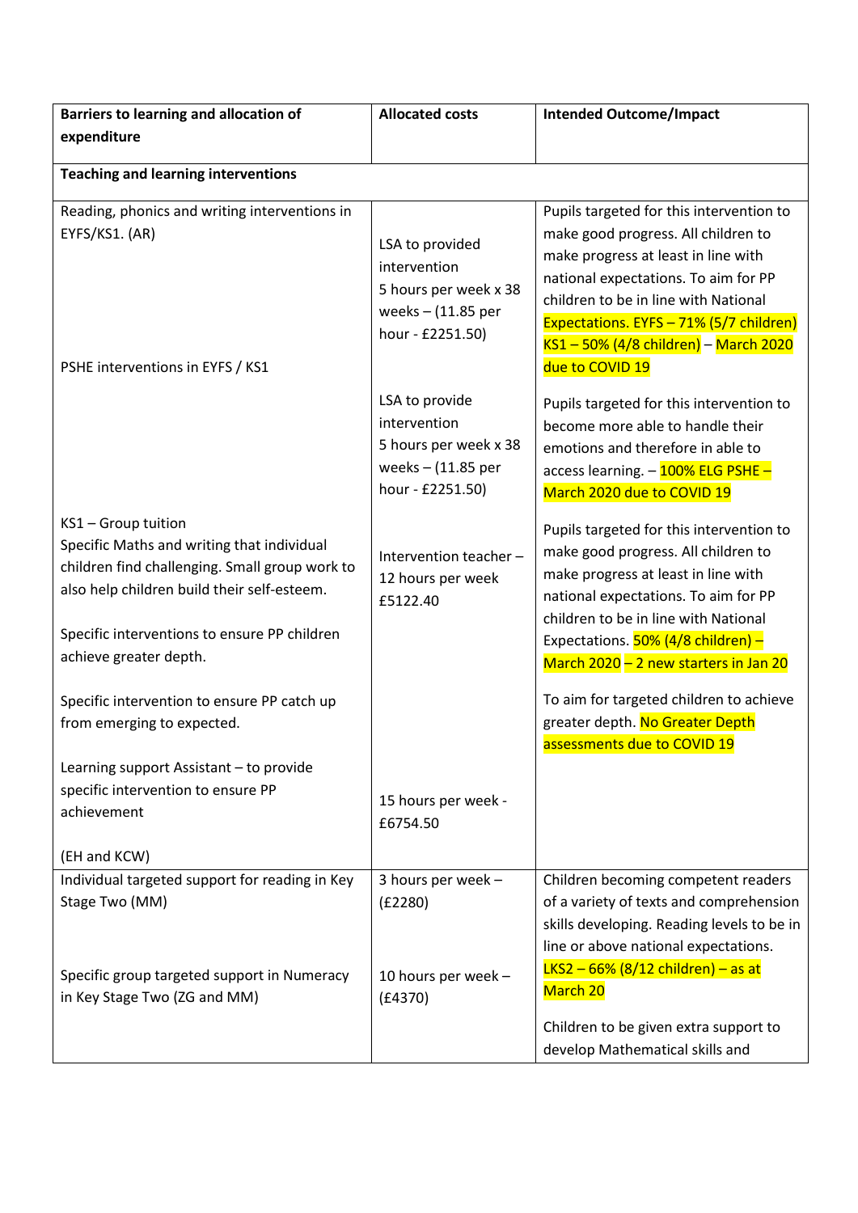| Barriers to learning and allocation of expenditure | Allocated costs | Intended Outcome/Impact |
| --- | --- | --- |
| **Teaching and learning interventions** | | |
| Reading, phonics and writing interventions in EYFS/KS1. (AR) | LSA to provided intervention 5 hours per week x 38 weeks – (11.85 per hour - £2251.50) | Pupils targeted for this intervention to make good progress. All children to make progress at least in line with national expectations. To aim for PP children to be in line with National Expectations. EYFS – 71% (5/7 children) KS1 – 50% (4/8 children) – March 2020 due to COVID 19 |
| PSHE interventions in EYFS / KS1 | LSA to provide intervention 5 hours per week x 38 weeks – (11.85 per hour - £2251.50) | Pupils targeted for this intervention to become more able to handle their emotions and therefore in able to access learning. – 100% ELG PSHE – March 2020 due to COVID 19 |
| KS1 – Group tuition<br>Specific Maths and writing that individual children find challenging. Small group work to also help children build their self-esteem.<br><br>Specific interventions to ensure PP children achieve greater depth.<br><br>Specific intervention to ensure PP catch up from emerging to expected. | Intervention teacher – 12 hours per week £5122.40 | Pupils targeted for this intervention to make good progress. All children to make progress at least in line with national expectations. To aim for PP children to be in line with National Expectations. 50% (4/8 children) – March 2020 – 2 new starters in Jan 20<br><br>To aim for targeted children to achieve greater depth. No Greater Depth assessments due to COVID 19 |
| Learning support Assistant – to provide specific intervention to ensure PP achievement<br><br>(EH and KCW) | 15 hours per week - £6754.50 | |
| Individual targeted support for reading in Key Stage Two (MM) | 3 hours per week – (£2280) | Children becoming competent readers of a variety of texts and comprehension skills developing. Reading levels to be in line or above national expectations. LKS2 – 66% (8/12 children) – as at March 20 |
| Specific group targeted support in Numeracy in Key Stage Two (ZG and MM) | 10 hours per week – (£4370) | Children to be given extra support to develop Mathematical skills and |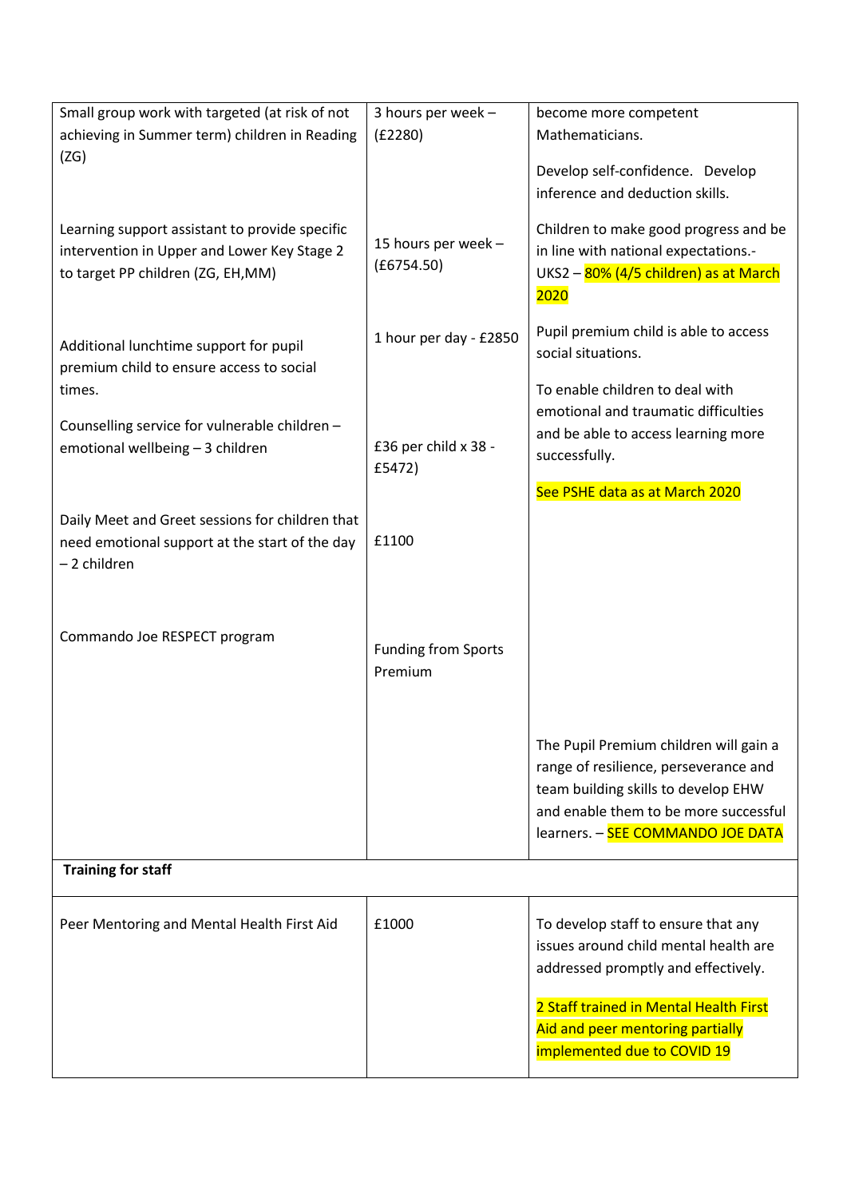| | | |
|---|---|---|
| Small group work with targeted (at risk of not achieving in Summer term) children in Reading (ZG) | 3 hours per week – (£2280) | become more competent Mathematicians.<br><br>Develop self-confidence. Develop inference and deduction skills. |
| Learning support assistant to provide specific intervention in Upper and Lower Key Stage 2 to target PP children (ZG, EH,MM) | 15 hours per week – (£6754.50) | Children to make good progress and be in line with national expectations.- UKS2 – 80% (4/5 children) as at March 2020 |
| Additional lunchtime support for pupil premium child to ensure access to social times.<br><br>Counselling service for vulnerable children – emotional wellbeing – 3 children | 1 hour per day - £2850<br><br>£36 per child x 38 - £5472) | Pupil premium child is able to access social situations.<br><br>To enable children to deal with emotional and traumatic difficulties and be able to access learning more successfully.<br><br>See PSHE data as at March 2020 |
| Daily Meet and Greet sessions for children that need emotional support at the start of the day – 2 children | £1100 | |
| Commando Joe RESPECT program | Funding from Sports Premium | The Pupil Premium children will gain a range of resilience, perseverance and team building skills to develop EHW and enable them to be more successful learners. – SEE COMMANDO JOE DATA |
| **Training for staff** | | |
| Peer Mentoring and Mental Health First Aid | £1000 | To develop staff to ensure that any issues around child mental health are addressed promptly and effectively.<br><br>2 Staff trained in Mental Health First Aid and peer mentoring partially implemented due to COVID 19 |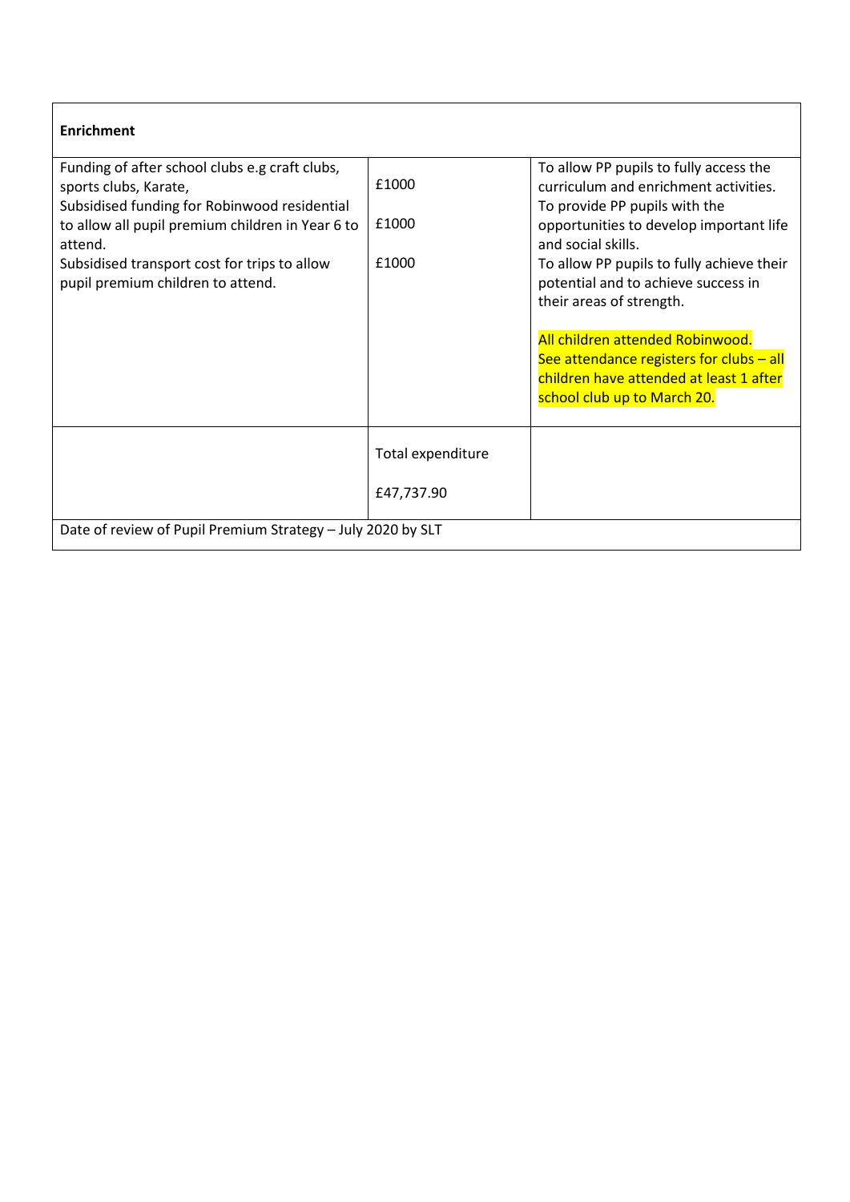| | | |
|---|---|---|
| **Enrichment** | | |
| Funding of after school clubs e.g craft clubs, sports clubs, Karate,<br>Subsidised funding for Robinwood residential to allow all pupil premium children in Year 6 to attend.<br>Subsidised transport cost for trips to allow pupil premium children to attend. | £1000<br><br>£1000<br><br>£1000 | To allow PP pupils to fully access the curriculum and enrichment activities.<br>To provide PP pupils with the opportunities to develop important life and social skills.<br>To allow PP pupils to fully achieve their potential and to achieve success in their areas of strength.<br><br>All children attended Robinwood.<br>See attendance registers for clubs – all children have attended at least 1 after school club up to March 20. |
| | Total expenditure<br><br>£47,737.90 | |
| Date of review of Pupil Premium Strategy – July 2020 by SLT | | |